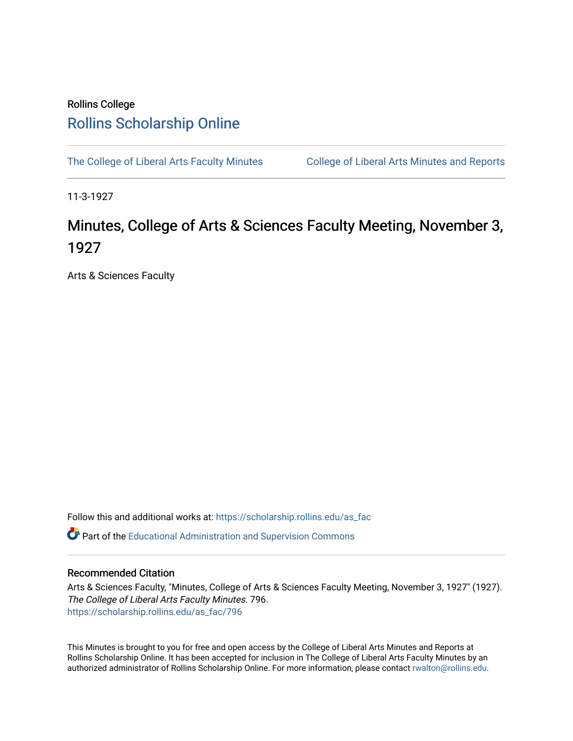Rollins College

# Rollins Scholarship Online

The College of Liberal Arts Faculty Minutes | College of Liberal Arts Minutes and Reports

11-3-1927

# Minutes, College of Arts & Sciences Faculty Meeting, November 3, 1927

Arts & Sciences Faculty

Follow this and additional works at: https://scholarship.rollins.edu/as_fac

Part of the Educational Administration and Supervision Commons

## Recommended Citation

Arts & Sciences Faculty, "Minutes, College of Arts & Sciences Faculty Meeting, November 3, 1927" (1927). *The College of Liberal Arts Faculty Minutes*. 796.
https://scholarship.rollins.edu/as_fac/796

This Minutes is brought to you for free and open access by the College of Liberal Arts Minutes and Reports at Rollins Scholarship Online. It has been accepted for inclusion in The College of Liberal Arts Faculty Minutes by an authorized administrator of Rollins Scholarship Online. For more information, please contact rwalton@rollins.edu.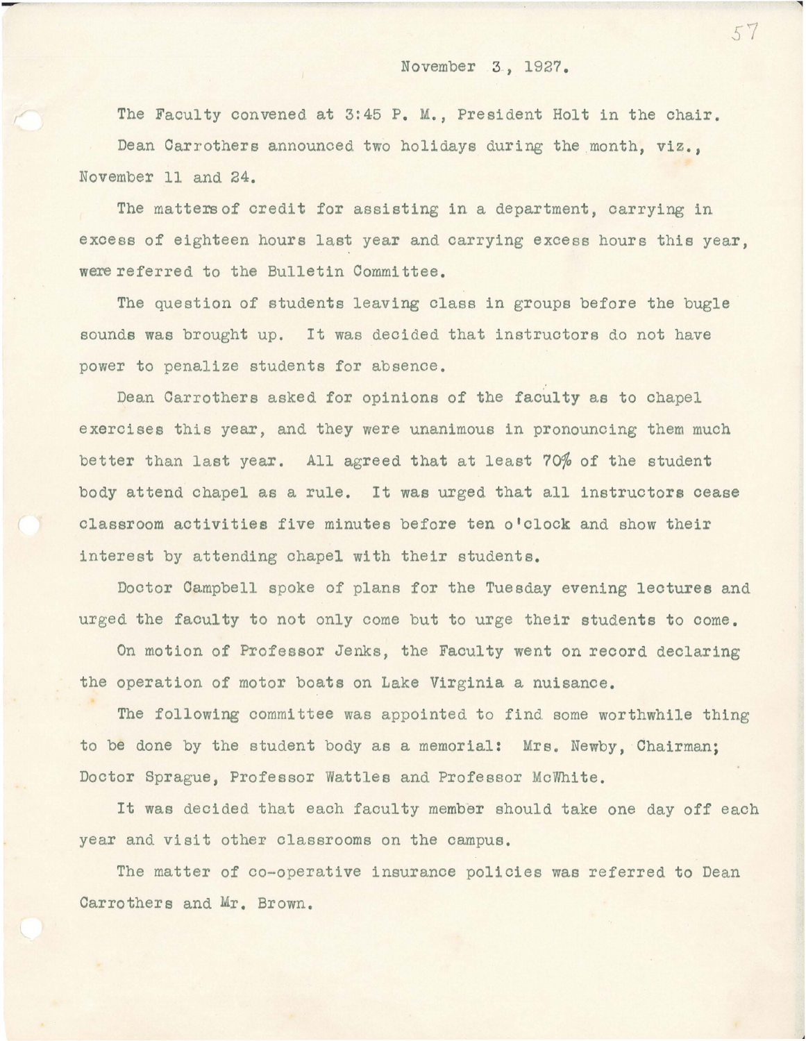November 3, 1927.

The Faculty convened at 3:45 P. M., President Holt in the chair.

Dean Carrothers announced two holidays during the month, viz., November 11 and 24.

The matters of credit for assisting in a department, carrying in excess of eighteen hours last year and carrying excess hours this year, were referred to the Bulletin Committee.

The question of students leaving class in groups before the bugle sounds was brought up. It was decided that instructors do not have power to penalize students for absence.

Dean Carrothers asked for opinions of the faculty as to chapel exercises this year, and they were unanimous in pronouncing them much better than last year. All agreed that at least 70% of the student body attend chapel as a rule. It was urged that all instructors cease classroom activities five minutes before ten o'clock and show their interest by attending chapel with their students.

Doctor Campbell spoke of plans for the Tuesday evening lectures and urged the faculty to not only come but to urge their students to come.

On motion of Professor Jenks, the Faculty went on record declaring the operation of motor boats on Lake Virginia a nuisance.

The following committee was appointed to find some worthwhile thing to be done by the student body as a memorial: Mrs. Newby, Chairman; Doctor Sprague, Professor Wattles and Professor McWhite.

It was decided that each faculty member should take one day off each year and visit other classrooms on the campus.

The matter of co-operative insurance policies was referred to Dean Carrothers and Mr. Brown.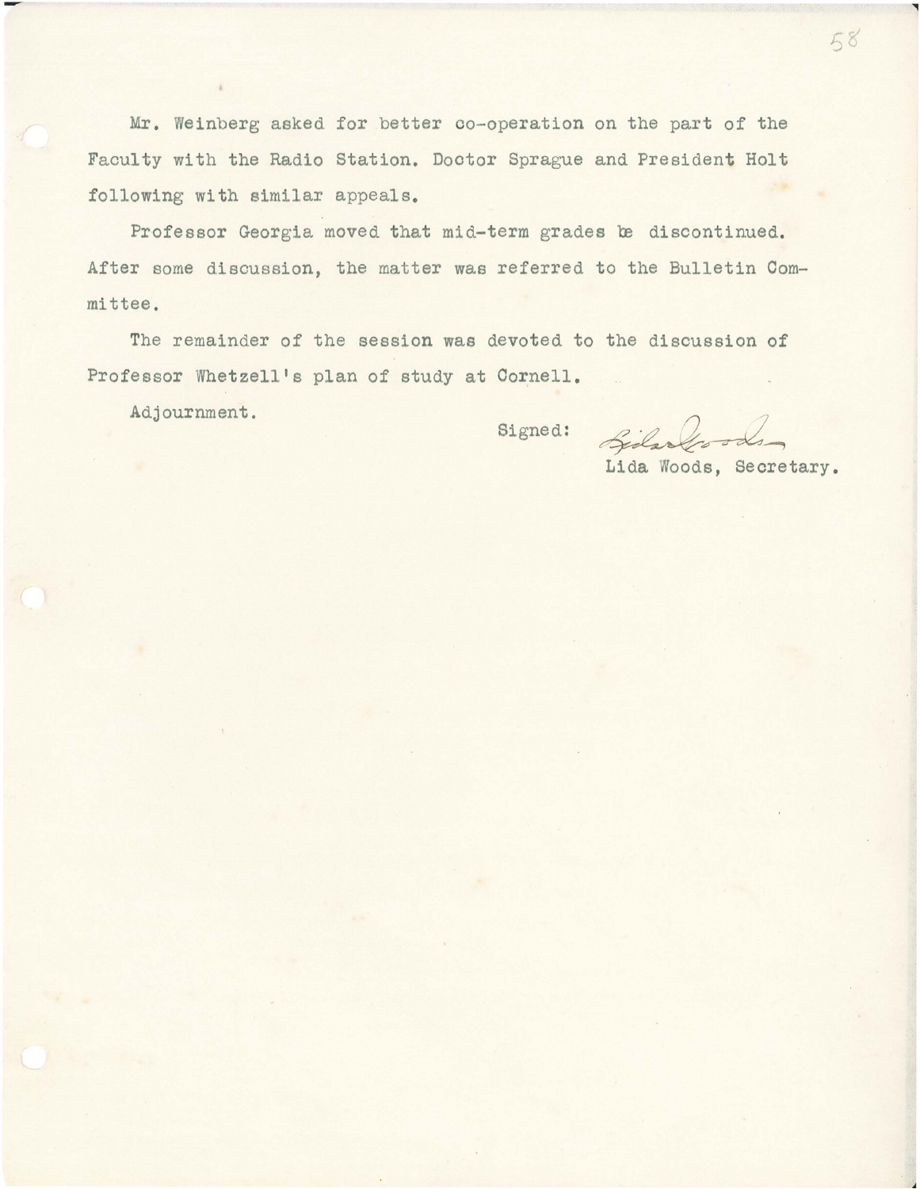Mr. Weinberg asked for better co-operation on the part of the Faculty with the Radio Station. Doctor Sprague and President Holt following with similar appeals.

Professor Georgia moved that mid-term grades be discontinued. After some discussion, the matter was referred to the Bulletin Committee.

The remainder of the session was devoted to the discussion of Professor Whetzell's plan of study at Cornell.

Adjournment.

Signed: Lida Woods

Lida Woods, Secretary.